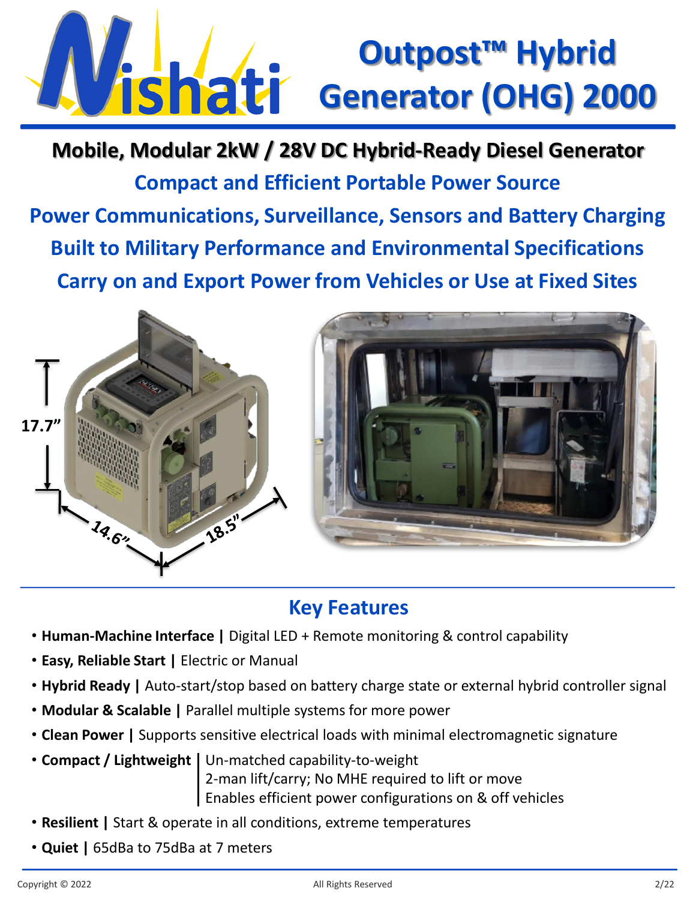# Nishati

# Outpost™ Hybrid Generator (OHG) 2000

**Mobile, Modular 2kW / 28V DC Hybrid-Ready Diesel Generator**

**Compact and Efficient Portable Power Source**

**Power Communications, Surveillance, Sensors and Battery Charging**

**Built to Military Performance and Environmental Specifications**

**Carry on and Export Power from Vehicles or Use at Fixed Sites**

17.7”

14.6”

18.5”

## Key Features

- **Human-Machine Interface |** Digital LED + Remote monitoring & control capability
- **Easy, Reliable Start |** Electric or Manual
- **Hybrid Ready |** Auto-start/stop based on battery charge state or external hybrid controller signal
- **Modular & Scalable |** Parallel multiple systems for more power
- **Clean Power |** Supports sensitive electrical loads with minimal electromagnetic signature
- **Compact / Lightweight |** Un-matched capability-to-weight
  2-man lift/carry; No MHE required to lift or move
  Enables efficient power configurations on & off vehicles
- **Resilient |** Start & operate in all conditions, extreme temperatures
- **Quiet |** 65dBa to 75dBa at 7 meters

Copyright © 2022 All Rights Reserved 2/22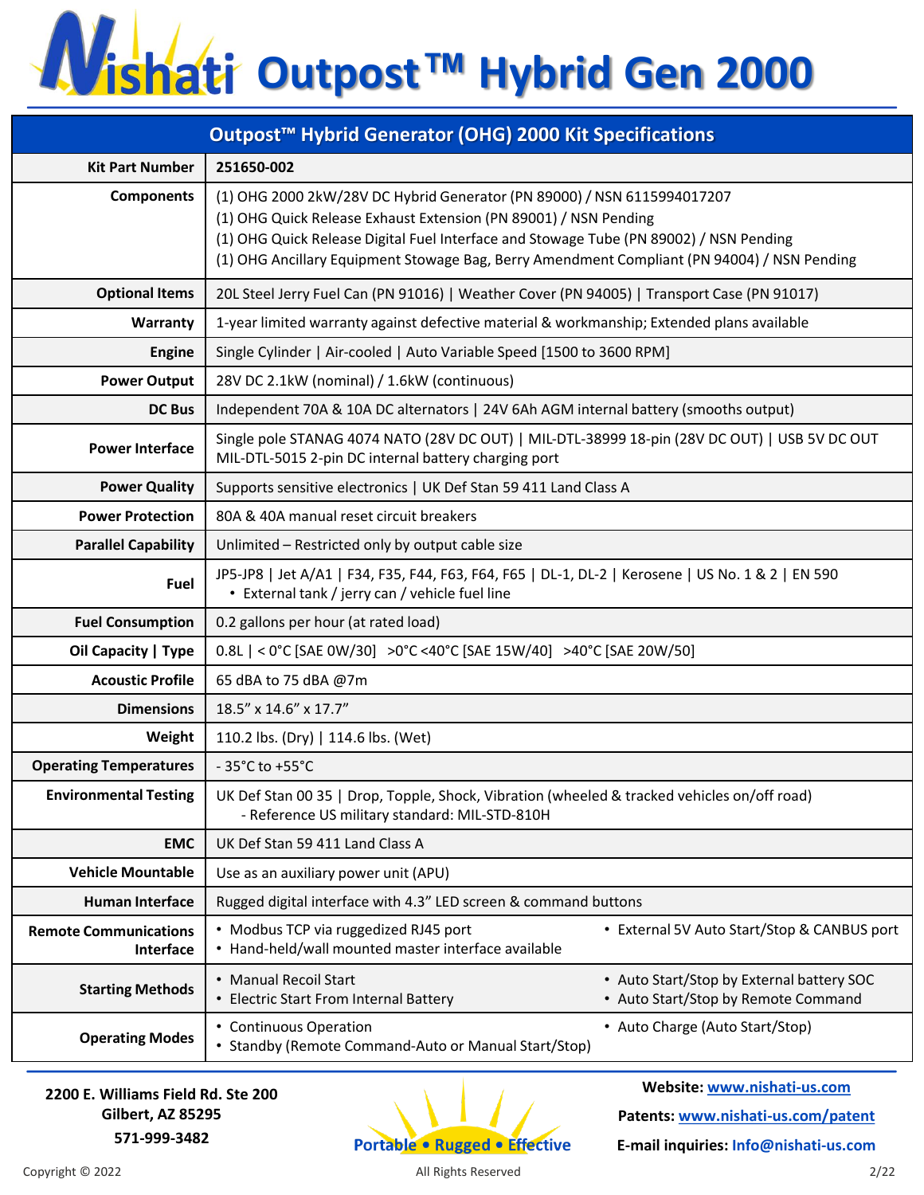# Nishati Outpost™ Hybrid Gen 2000

| Outpost™ Hybrid Generator (OHG) 2000 Kit Specifications | |
|---|---|
| **Kit Part Number** | 251650-002 |
| **Components** | (1) OHG 2000 2kW/28V DC Hybrid Generator (PN 89000) / NSN 6115994017207<br>(1) OHG Quick Release Exhaust Extension (PN 89001) / NSN Pending<br>(1) OHG Quick Release Digital Fuel Interface and Stowage Tube (PN 89002) / NSN Pending<br>(1) OHG Ancillary Equipment Stowage Bag, Berry Amendment Compliant (PN 94004) / NSN Pending |
| **Optional Items** | 20L Steel Jerry Fuel Can (PN 91016) \| Weather Cover (PN 94005) \| Transport Case (PN 91017) |
| **Warranty** | 1-year limited warranty against defective material & workmanship; Extended plans available |
| **Engine** | Single Cylinder \| Air-cooled \| Auto Variable Speed [1500 to 3600 RPM] |
| **Power Output** | 28V DC 2.1kW (nominal) / 1.6kW (continuous) |
| **DC Bus** | Independent 70A & 10A DC alternators \| 24V 6Ah AGM internal battery (smooths output) |
| **Power Interface** | Single pole STANAG 4074 NATO (28V DC OUT) \| MIL-DTL-38999 18-pin (28V DC OUT) \| USB 5V DC OUT<br>MIL-DTL-5015 2-pin DC internal battery charging port |
| **Power Quality** | Supports sensitive electronics \| UK Def Stan 59 411 Land Class A |
| **Power Protection** | 80A & 40A manual reset circuit breakers |
| **Parallel Capability** | Unlimited – Restricted only by output cable size |
| **Fuel** | JP5-JP8 \| Jet A/A1 \| F34, F35, F44, F63, F64, F65 \| DL-1, DL-2 \| Kerosene \| US No. 1 & 2 \| EN 590<br>• External tank / jerry can / vehicle fuel line |
| **Fuel Consumption** | 0.2 gallons per hour (at rated load) |
| **Oil Capacity \| Type** | 0.8L \| < 0°C [SAE 0W/30] >0°C <40°C [SAE 15W/40] >40°C [SAE 20W/50] |
| **Acoustic Profile** | 65 dBA to 75 dBA @7m |
| **Dimensions** | 18.5" x 14.6" x 17.7" |
| **Weight** | 110.2 lbs. (Dry) \| 114.6 lbs. (Wet) |
| **Operating Temperatures** | - 35°C to +55°C |
| **Environmental Testing** | UK Def Stan 00 35 \| Drop, Topple, Shock, Vibration (wheeled & tracked vehicles on/off road)<br>- Reference US military standard: MIL-STD-810H |
| **EMC** | UK Def Stan 59 411 Land Class A |
| **Vehicle Mountable** | Use as an auxiliary power unit (APU) |
| **Human Interface** | Rugged digital interface with 4.3" LED screen & command buttons |
| **Remote Communications Interface** | • Modbus TCP via ruggedized RJ45 port<br>• Hand-held/wall mounted master interface available<br>• External 5V Auto Start/Stop & CANBUS port |
| **Starting Methods** | • Manual Recoil Start<br>• Electric Start From Internal Battery<br>• Auto Start/Stop by External battery SOC<br>• Auto Start/Stop by Remote Command |
| **Operating Modes** | • Continuous Operation<br>• Standby (Remote Command-Auto or Manual Start/Stop)<br>• Auto Charge (Auto Start/Stop) |

**2200 E. Williams Field Rd. Ste 200**
**Gilbert, AZ 85295**
**571-999-3482**

Portable • Rugged • Effective

**Website:** www.nishati-us.com
**Patents:** www.nishati-us.com/patent
**E-mail inquiries:** Info@nishati-us.com

Copyright © 2022 All Rights Reserved 2/22